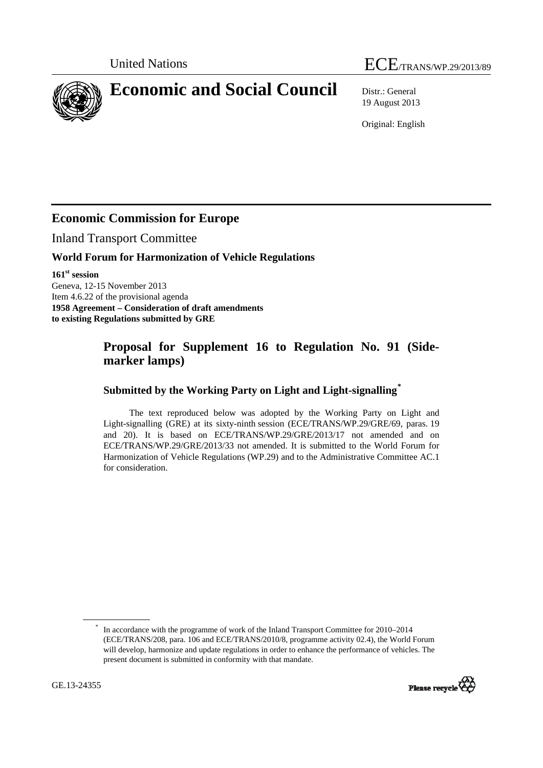United Nations ECE/TRANS/WP.29/2013/89

# Economic and Social Council

Distr.: General
19 August 2013

Original: English

## Economic Commission for Europe

Inland Transport Committee

### World Forum for Harmonization of Vehicle Regulations

**161st session**
Geneva, 12-15 November 2013
Item 4.6.22 of the provisional agenda
**1958 Agreement – Consideration of draft amendments to existing Regulations submitted by GRE**

## Proposal for Supplement 16 to Regulation No. 91 (Side-marker lamps)

### Submitted by the Working Party on Light and Light-signalling*

The text reproduced below was adopted by the Working Party on Light and Light-signalling (GRE) at its sixty-ninth session (ECE/TRANS/WP.29/GRE/69, paras. 19 and 20). It is based on ECE/TRANS/WP.29/GRE/2013/17 not amended and on ECE/TRANS/WP.29/GRE/2013/33 not amended. It is submitted to the World Forum for Harmonization of Vehicle Regulations (WP.29) and to the Administrative Committee AC.1 for consideration.

\* In accordance with the programme of work of the Inland Transport Committee for 2010–2014 (ECE/TRANS/208, para. 106 and ECE/TRANS/2010/8, programme activity 02.4), the World Forum will develop, harmonize and update regulations in order to enhance the performance of vehicles. The present document is submitted in conformity with that mandate.

GE.13-24355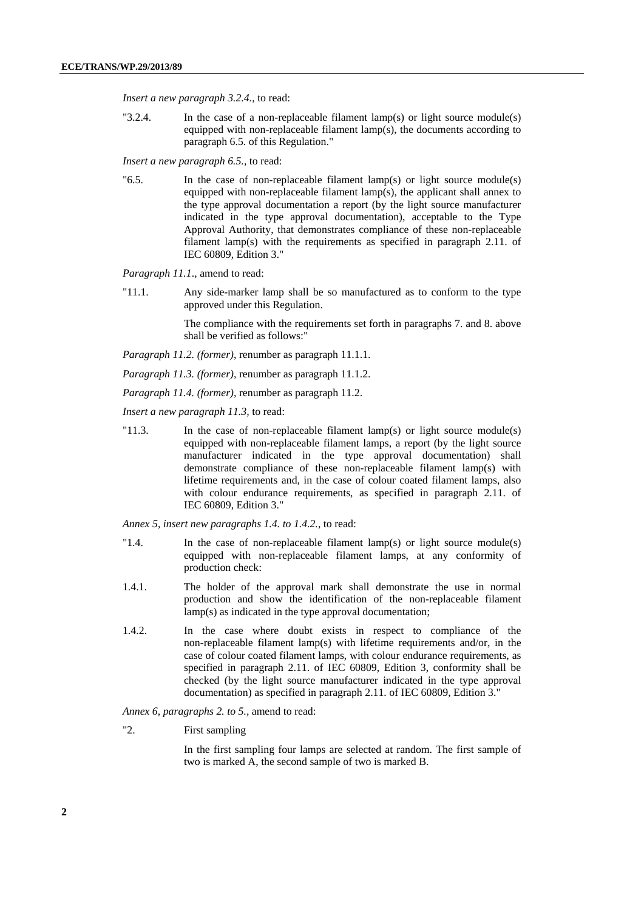*Insert a new paragraph 3.2.4.*, to read:

"3.2.4. In the case of a non-replaceable filament lamp(s) or light source module(s) equipped with non-replaceable filament lamp(s), the documents according to paragraph 6.5. of this Regulation."

*Insert a new paragraph 6.5.*, to read:

"6.5. In the case of non-replaceable filament lamp(s) or light source module(s) equipped with non-replaceable filament lamp(s), the applicant shall annex to the type approval documentation a report (by the light source manufacturer indicated in the type approval documentation), acceptable to the Type Approval Authority, that demonstrates compliance of these non-replaceable filament lamp(s) with the requirements as specified in paragraph 2.11. of IEC 60809, Edition 3."

*Paragraph 11.1*., amend to read:

"11.1. Any side-marker lamp shall be so manufactured as to conform to the type approved under this Regulation.

The compliance with the requirements set forth in paragraphs 7. and 8. above shall be verified as follows:"

*Paragraph 11.2. (former)*, renumber as paragraph 11.1.1.

*Paragraph 11.3. (former)*, renumber as paragraph 11.1.2.

*Paragraph 11.4. (former)*, renumber as paragraph 11.2.

*Insert a new paragraph 11.3*, to read:

"11.3. In the case of non-replaceable filament lamp(s) or light source module(s) equipped with non-replaceable filament lamps, a report (by the light source manufacturer indicated in the type approval documentation) shall demonstrate compliance of these non-replaceable filament lamp(s) with lifetime requirements and, in the case of colour coated filament lamps, also with colour endurance requirements, as specified in paragraph 2.11. of IEC 60809, Edition 3."

*Annex 5, insert new paragraphs 1.4. to 1.4.2.*, to read:

"1.4. In the case of non-replaceable filament lamp(s) or light source module(s) equipped with non-replaceable filament lamps, at any conformity of production check:

1.4.1. The holder of the approval mark shall demonstrate the use in normal production and show the identification of the non-replaceable filament lamp(s) as indicated in the type approval documentation;

1.4.2. In the case where doubt exists in respect to compliance of the non-replaceable filament lamp(s) with lifetime requirements and/or, in the case of colour coated filament lamps, with colour endurance requirements, as specified in paragraph 2.11. of IEC 60809, Edition 3, conformity shall be checked (by the light source manufacturer indicated in the type approval documentation) as specified in paragraph 2.11. of IEC 60809, Edition 3."

*Annex 6, paragraphs 2. to 5.*, amend to read:

"2. First sampling

In the first sampling four lamps are selected at random. The first sample of two is marked A, the second sample of two is marked B.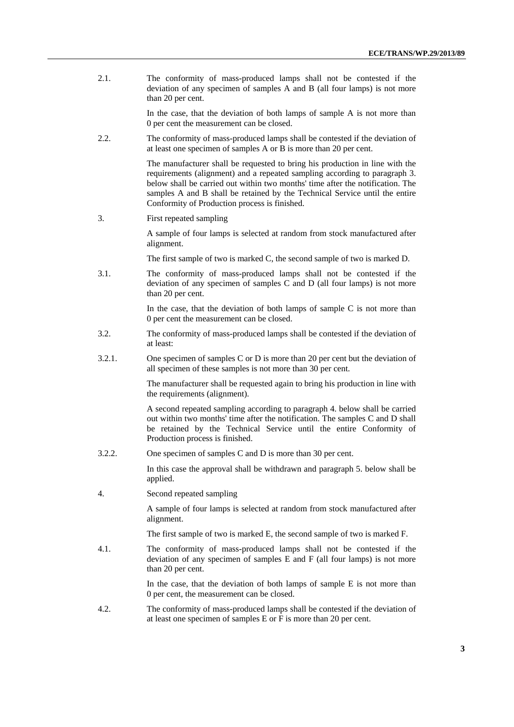2.1. The conformity of mass-produced lamps shall not be contested if the deviation of any specimen of samples A and B (all four lamps) is not more than 20 per cent.

In the case, that the deviation of both lamps of sample A is not more than 0 per cent the measurement can be closed.

2.2. The conformity of mass-produced lamps shall be contested if the deviation of at least one specimen of samples A or B is more than 20 per cent.

The manufacturer shall be requested to bring his production in line with the requirements (alignment) and a repeated sampling according to paragraph 3. below shall be carried out within two months' time after the notification. The samples A and B shall be retained by the Technical Service until the entire Conformity of Production process is finished.

3. First repeated sampling

A sample of four lamps is selected at random from stock manufactured after alignment.

The first sample of two is marked C, the second sample of two is marked D.

3.1. The conformity of mass-produced lamps shall not be contested if the deviation of any specimen of samples C and D (all four lamps) is not more than 20 per cent.

In the case, that the deviation of both lamps of sample C is not more than 0 per cent the measurement can be closed.

3.2. The conformity of mass-produced lamps shall be contested if the deviation of at least:

3.2.1. One specimen of samples C or D is more than 20 per cent but the deviation of all specimen of these samples is not more than 30 per cent.

The manufacturer shall be requested again to bring his production in line with the requirements (alignment).

A second repeated sampling according to paragraph 4. below shall be carried out within two months' time after the notification. The samples C and D shall be retained by the Technical Service until the entire Conformity of Production process is finished.

3.2.2. One specimen of samples C and D is more than 30 per cent.

In this case the approval shall be withdrawn and paragraph 5. below shall be applied.

4. Second repeated sampling

A sample of four lamps is selected at random from stock manufactured after alignment.

The first sample of two is marked E, the second sample of two is marked F.

4.1. The conformity of mass-produced lamps shall not be contested if the deviation of any specimen of samples E and F (all four lamps) is not more than 20 per cent.

In the case, that the deviation of both lamps of sample E is not more than 0 per cent, the measurement can be closed.

4.2. The conformity of mass-produced lamps shall be contested if the deviation of at least one specimen of samples E or F is more than 20 per cent.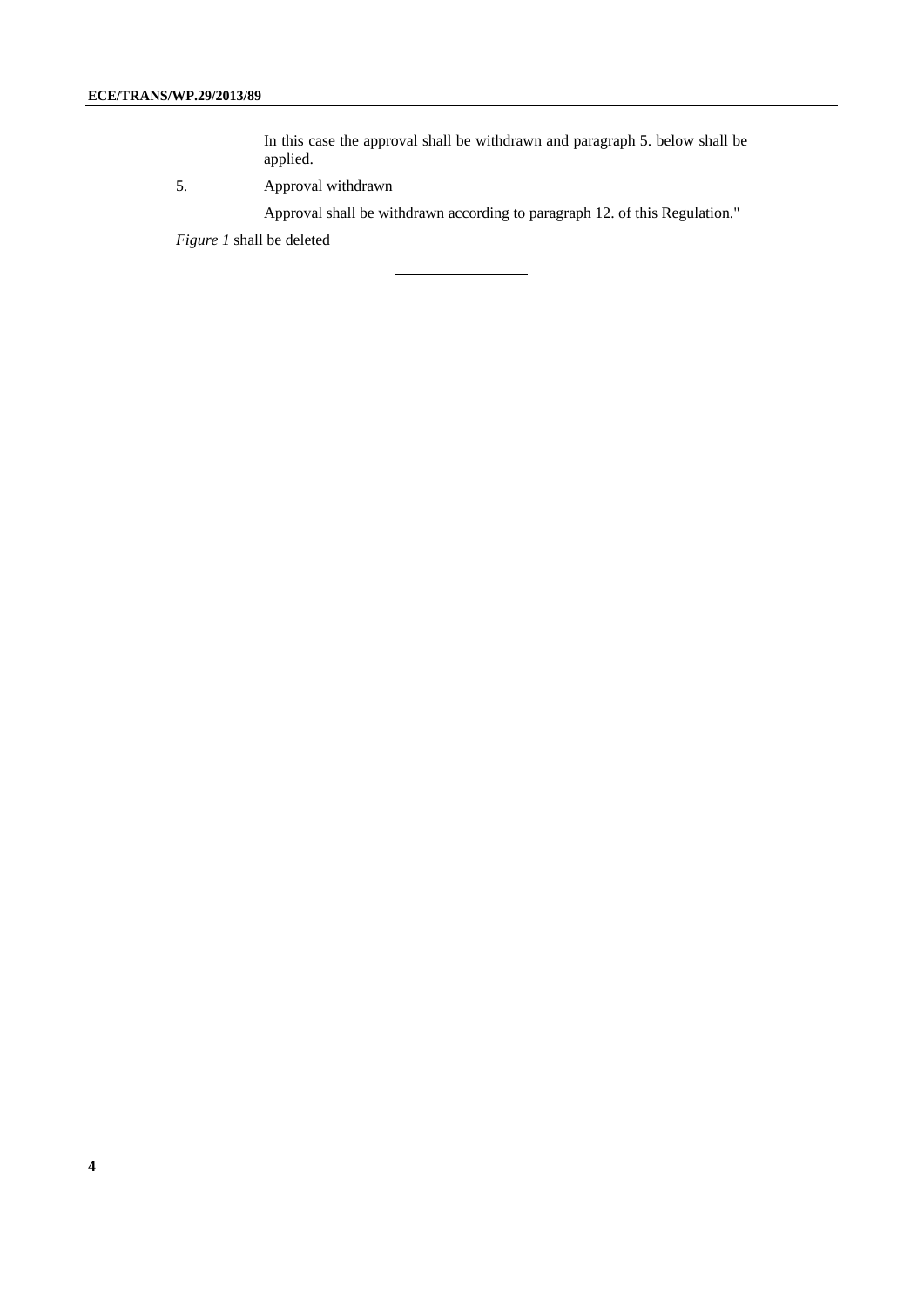In this case the approval shall be withdrawn and paragraph 5. below shall be applied.

5. Approval withdrawn

Approval shall be withdrawn according to paragraph 12. of this Regulation."

*Figure 1* shall be deleted

---